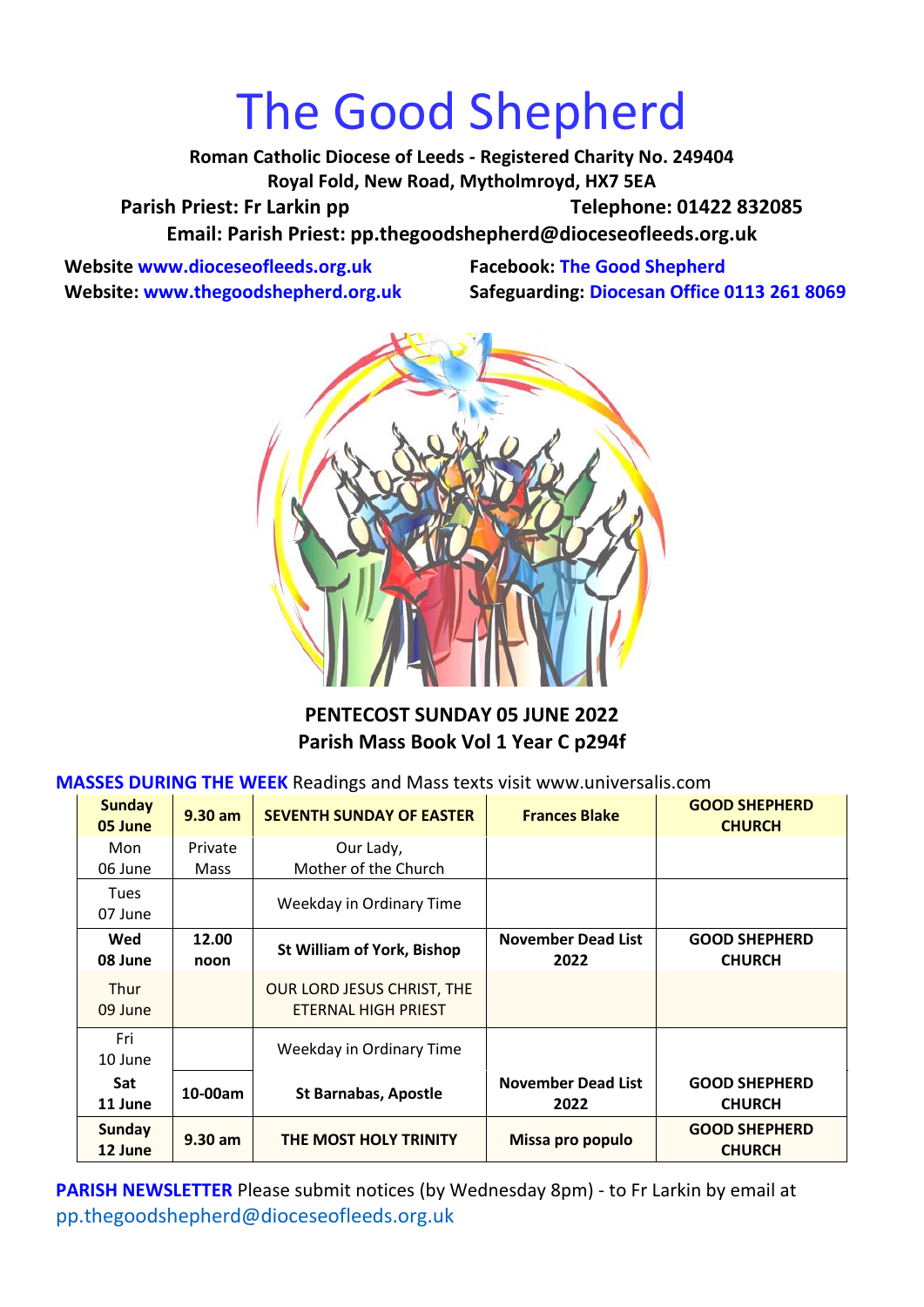# The Good Shepherd

**Roman Catholic Diocese of Leeds - Registered Charity No. 249404**
**Royal Fold, New Road, Mytholmroyd, HX7 5EA**
**Parish Priest: Fr Larkin pp** **Telephone: 01422 832085**
**Email: Parish Priest: pp.thegoodshepherd@dioceseofleeds.org.uk**

**Website www.dioceseofleeds.org.uk**
**Website: www.thegoodshepherd.org.uk**
**Facebook: The Good Shepherd**
**Safeguarding: Diocesan Office 0113 261 8069**

**PENTECOST SUNDAY 05 JUNE 2022**
**Parish Mass Book Vol 1 Year C p294f**

**MASSES DURING THE WEEK** Readings and Mass texts visit www.universalis.com

| | | | | |
|---|---|---|---|---|
| **Sunday 05 June** | **9.30 am** | **SEVENTH SUNDAY OF EASTER** | **Frances Blake** | **GOOD SHEPHERD CHURCH** |
| Mon 06 June | Private Mass | Our Lady, Mother of the Church | | |
| Tues 07 June | | Weekday in Ordinary Time | | |
| **Wed 08 June** | **12.00 noon** | **St William of York, Bishop** | **November Dead List 2022** | **GOOD SHEPHERD CHURCH** |
| Thur 09 June | | OUR LORD JESUS CHRIST, THE ETERNAL HIGH PRIEST | | |
| Fri 10 June | | Weekday in Ordinary Time | | |
| **Sat 11 June** | **10-00am** | **St Barnabas, Apostle** | **November Dead List 2022** | **GOOD SHEPHERD CHURCH** |
| **Sunday 12 June** | **9.30 am** | **THE MOST HOLY TRINITY** | **Missa pro populo** | **GOOD SHEPHERD CHURCH** |

**PARISH NEWSLETTER** Please submit notices (by Wednesday 8pm) - to Fr Larkin by email at pp.thegoodshepherd@dioceseofleeds.org.uk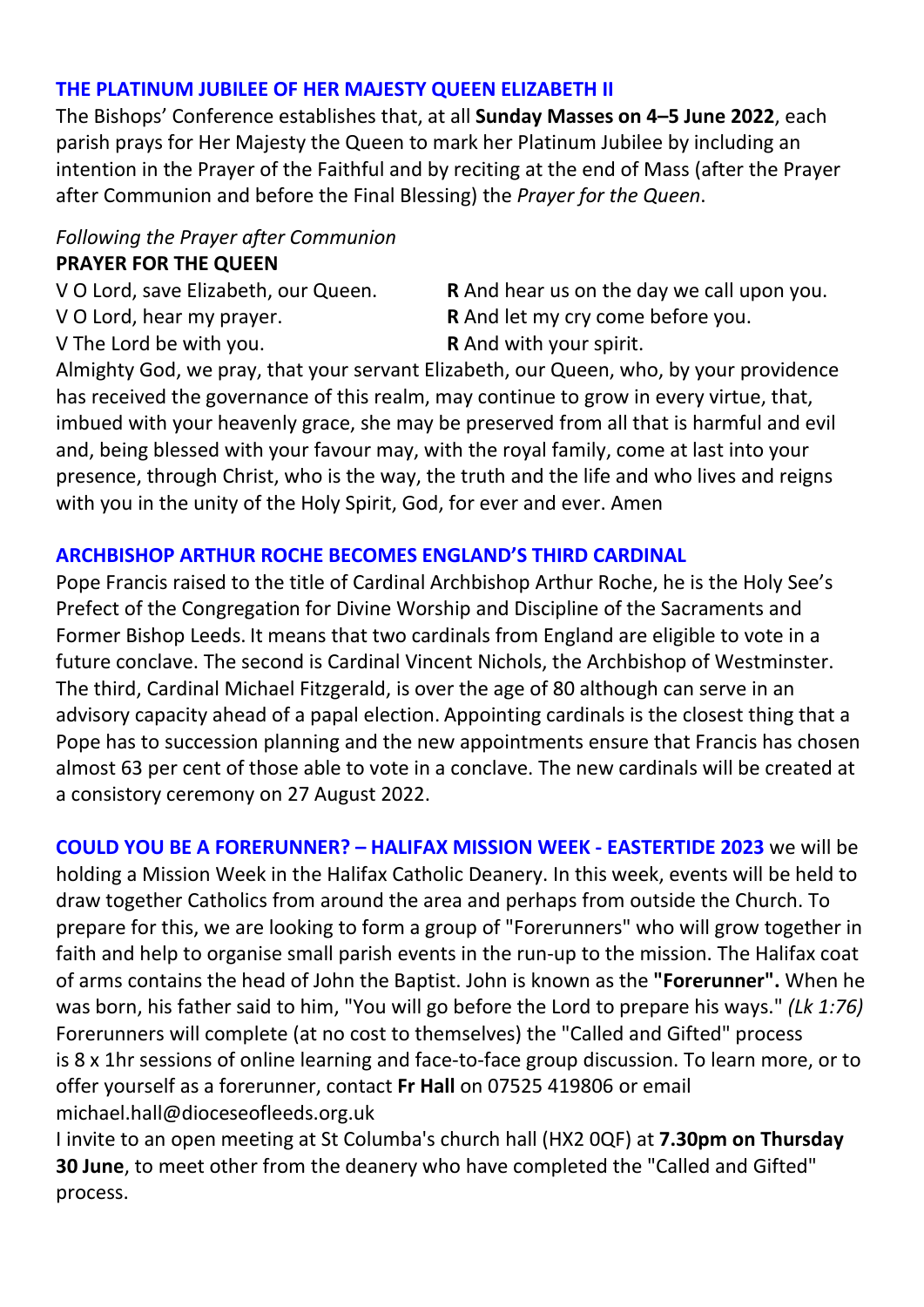## THE PLATINUM JUBILEE OF HER MAJESTY QUEEN ELIZABETH II

The Bishops' Conference establishes that, at all **Sunday Masses on 4–5 June 2022**, each parish prays for Her Majesty the Queen to mark her Platinum Jubilee by including an intention in the Prayer of the Faithful and by reciting at the end of Mass (after the Prayer after Communion and before the Final Blessing) the *Prayer for the Queen*.

*Following the Prayer after Communion*

**PRAYER FOR THE QUEEN**

V O Lord, save Elizabeth, our Queen. **R** And hear us on the day we call upon you.
V O Lord, hear my prayer. **R** And let my cry come before you.
V The Lord be with you. **R** And with your spirit.

Almighty God, we pray, that your servant Elizabeth, our Queen, who, by your providence has received the governance of this realm, may continue to grow in every virtue, that, imbued with your heavenly grace, she may be preserved from all that is harmful and evil and, being blessed with your favour may, with the royal family, come at last into your presence, through Christ, who is the way, the truth and the life and who lives and reigns with you in the unity of the Holy Spirit, God, for ever and ever. Amen

## ARCHBISHOP ARTHUR ROCHE BECOMES ENGLAND'S THIRD CARDINAL

Pope Francis raised to the title of Cardinal Archbishop Arthur Roche, he is the Holy See's Prefect of the Congregation for Divine Worship and Discipline of the Sacraments and Former Bishop Leeds. It means that two cardinals from England are eligible to vote in a future conclave. The second is Cardinal Vincent Nichols, the Archbishop of Westminster. The third, Cardinal Michael Fitzgerald, is over the age of 80 although can serve in an advisory capacity ahead of a papal election. Appointing cardinals is the closest thing that a Pope has to succession planning and the new appointments ensure that Francis has chosen almost 63 per cent of those able to vote in a conclave. The new cardinals will be created at a consistory ceremony on 27 August 2022.

**COULD YOU BE A FORERUNNER? – HALIFAX MISSION WEEK - EASTERTIDE 2023** we will be holding a Mission Week in the Halifax Catholic Deanery. In this week, events will be held to draw together Catholics from around the area and perhaps from outside the Church. To prepare for this, we are looking to form a group of "Forerunners" who will grow together in faith and help to organise small parish events in the run-up to the mission. The Halifax coat of arms contains the head of John the Baptist. John is known as the **"Forerunner".** When he was born, his father said to him, "You will go before the Lord to prepare his ways." *(Lk 1:76)* Forerunners will complete (at no cost to themselves) the "Called and Gifted" process is 8 x 1hr sessions of online learning and face-to-face group discussion. To learn more, or to offer yourself as a forerunner, contact **Fr Hall** on 07525 419806 or email michael.hall@dioceseofleeds.org.uk

I invite to an open meeting at St Columba's church hall (HX2 0QF) at **7.30pm on Thursday 30 June**, to meet other from the deanery who have completed the "Called and Gifted" process.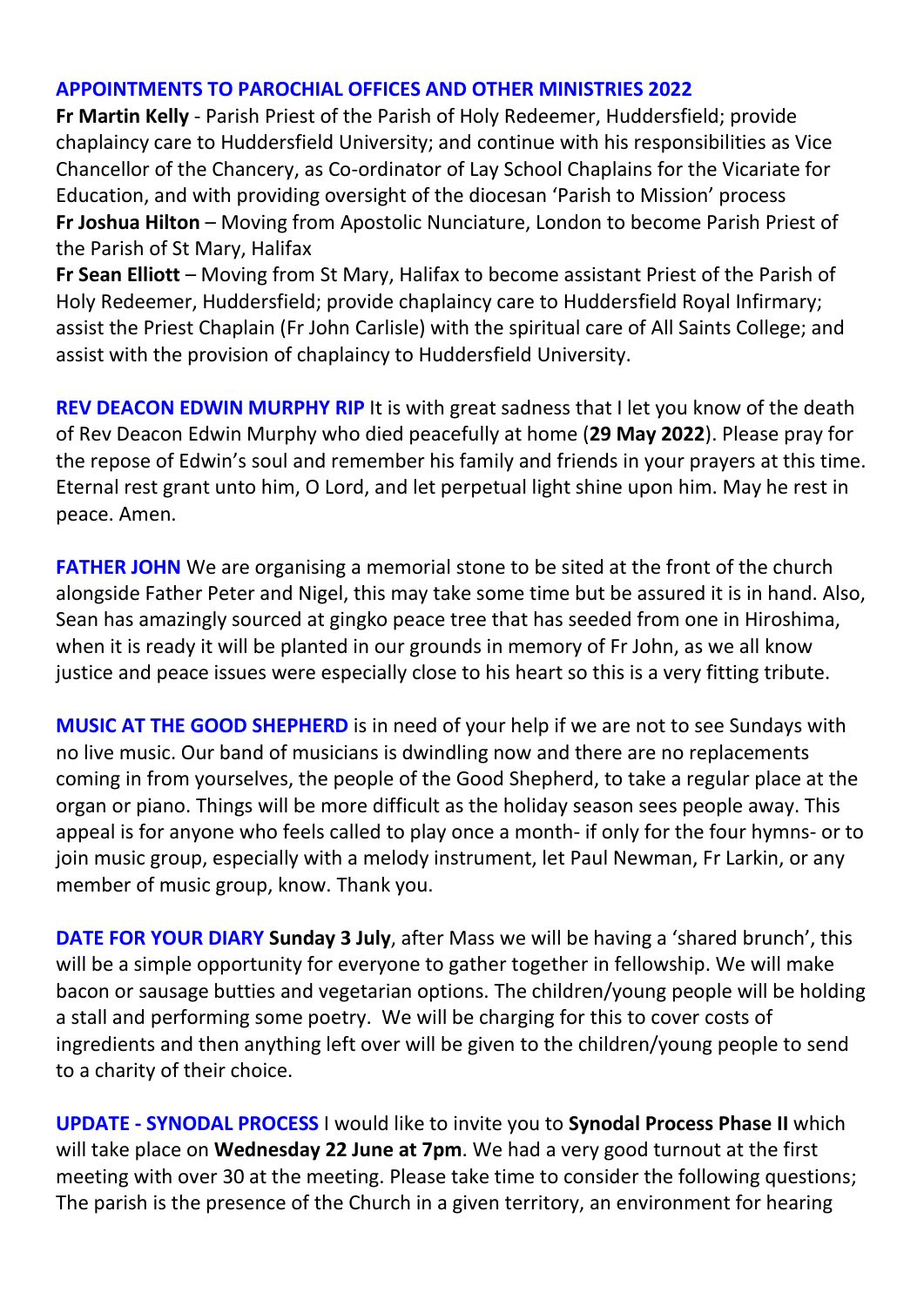**APPOINTMENTS TO PAROCHIAL OFFICES AND OTHER MINISTRIES 2022**

**Fr Martin Kelly** - Parish Priest of the Parish of Holy Redeemer, Huddersfield; provide chaplaincy care to Huddersfield University; and continue with his responsibilities as Vice Chancellor of the Chancery, as Co-ordinator of Lay School Chaplains for the Vicariate for Education, and with providing oversight of the diocesan 'Parish to Mission' process

**Fr Joshua Hilton** – Moving from Apostolic Nunciature, London to become Parish Priest of the Parish of St Mary, Halifax

**Fr Sean Elliott** – Moving from St Mary, Halifax to become assistant Priest of the Parish of Holy Redeemer, Huddersfield; provide chaplaincy care to Huddersfield Royal Infirmary; assist the Priest Chaplain (Fr John Carlisle) with the spiritual care of All Saints College; and assist with the provision of chaplaincy to Huddersfield University.

**REV DEACON EDWIN MURPHY RIP** It is with great sadness that I let you know of the death of Rev Deacon Edwin Murphy who died peacefully at home (**29 May 2022**). Please pray for the repose of Edwin's soul and remember his family and friends in your prayers at this time. Eternal rest grant unto him, O Lord, and let perpetual light shine upon him. May he rest in peace. Amen.

**FATHER JOHN** We are organising a memorial stone to be sited at the front of the church alongside Father Peter and Nigel, this may take some time but be assured it is in hand. Also, Sean has amazingly sourced at gingko peace tree that has seeded from one in Hiroshima, when it is ready it will be planted in our grounds in memory of Fr John, as we all know justice and peace issues were especially close to his heart so this is a very fitting tribute.

**MUSIC AT THE GOOD SHEPHERD** is in need of your help if we are not to see Sundays with no live music. Our band of musicians is dwindling now and there are no replacements coming in from yourselves, the people of the Good Shepherd, to take a regular place at the organ or piano. Things will be more difficult as the holiday season sees people away. This appeal is for anyone who feels called to play once a month- if only for the four hymns- or to join music group, especially with a melody instrument, let Paul Newman, Fr Larkin, or any member of music group, know. Thank you.

**DATE FOR YOUR DIARY** **Sunday 3 July**, after Mass we will be having a 'shared brunch', this will be a simple opportunity for everyone to gather together in fellowship. We will make bacon or sausage butties and vegetarian options. The children/young people will be holding a stall and performing some poetry. We will be charging for this to cover costs of ingredients and then anything left over will be given to the children/young people to send to a charity of their choice.

**UPDATE - SYNODAL PROCESS** I would like to invite you to **Synodal Process Phase II** which will take place on **Wednesday 22 June at 7pm**. We had a very good turnout at the first meeting with over 30 at the meeting. Please take time to consider the following questions; The parish is the presence of the Church in a given territory, an environment for hearing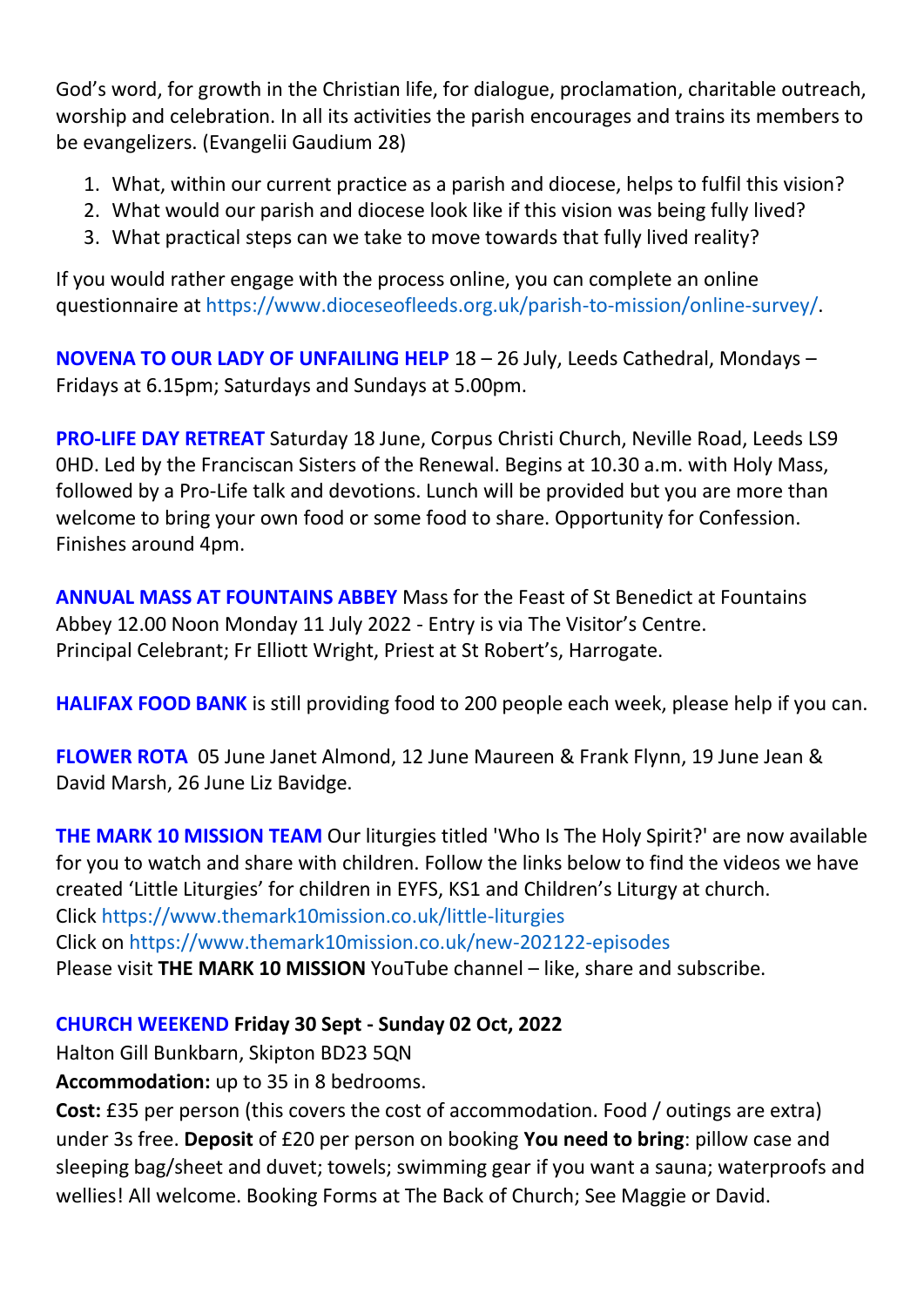God's word, for growth in the Christian life, for dialogue, proclamation, charitable outreach, worship and celebration. In all its activities the parish encourages and trains its members to be evangelizers. (Evangelii Gaudium 28)

1. What, within our current practice as a parish and diocese, helps to fulfil this vision?
2. What would our parish and diocese look like if this vision was being fully lived?
3. What practical steps can we take to move towards that fully lived reality?

If you would rather engage with the process online, you can complete an online questionnaire at https://www.dioceseofleeds.org.uk/parish-to-mission/online-survey/.

**NOVENA TO OUR LADY OF UNFAILING HELP** 18 – 26 July, Leeds Cathedral, Mondays – Fridays at 6.15pm; Saturdays and Sundays at 5.00pm.

**PRO-LIFE DAY RETREAT** Saturday 18 June, Corpus Christi Church, Neville Road, Leeds LS9 0HD. Led by the Franciscan Sisters of the Renewal. Begins at 10.30 a.m. with Holy Mass, followed by a Pro-Life talk and devotions. Lunch will be provided but you are more than welcome to bring your own food or some food to share. Opportunity for Confession. Finishes around 4pm.

**ANNUAL MASS AT FOUNTAINS ABBEY** Mass for the Feast of St Benedict at Fountains Abbey 12.00 Noon Monday 11 July 2022 - Entry is via The Visitor's Centre. Principal Celebrant; Fr Elliott Wright, Priest at St Robert's, Harrogate.

**HALIFAX FOOD BANK** is still providing food to 200 people each week, please help if you can.

**FLOWER ROTA** 05 June Janet Almond, 12 June Maureen & Frank Flynn, 19 June Jean & David Marsh, 26 June Liz Bavidge.

**THE MARK 10 MISSION TEAM** Our liturgies titled 'Who Is The Holy Spirit?' are now available for you to watch and share with children. Follow the links below to find the videos we have created 'Little Liturgies' for children in EYFS, KS1 and Children's Liturgy at church.
Click https://www.themark10mission.co.uk/little-liturgies
Click on https://www.themark10mission.co.uk/new-202122-episodes
Please visit **THE MARK 10 MISSION** YouTube channel – like, share and subscribe.

**CHURCH WEEKEND Friday 30 Sept - Sunday 02 Oct, 2022**
Halton Gill Bunkbarn, Skipton BD23 5QN
**Accommodation:** up to 35 in 8 bedrooms.
**Cost:** £35 per person (this covers the cost of accommodation. Food / outings are extra) under 3s free. **Deposit** of £20 per person on booking **You need to bring**: pillow case and sleeping bag/sheet and duvet; towels; swimming gear if you want a sauna; waterproofs and wellies! All welcome. Booking Forms at The Back of Church; See Maggie or David.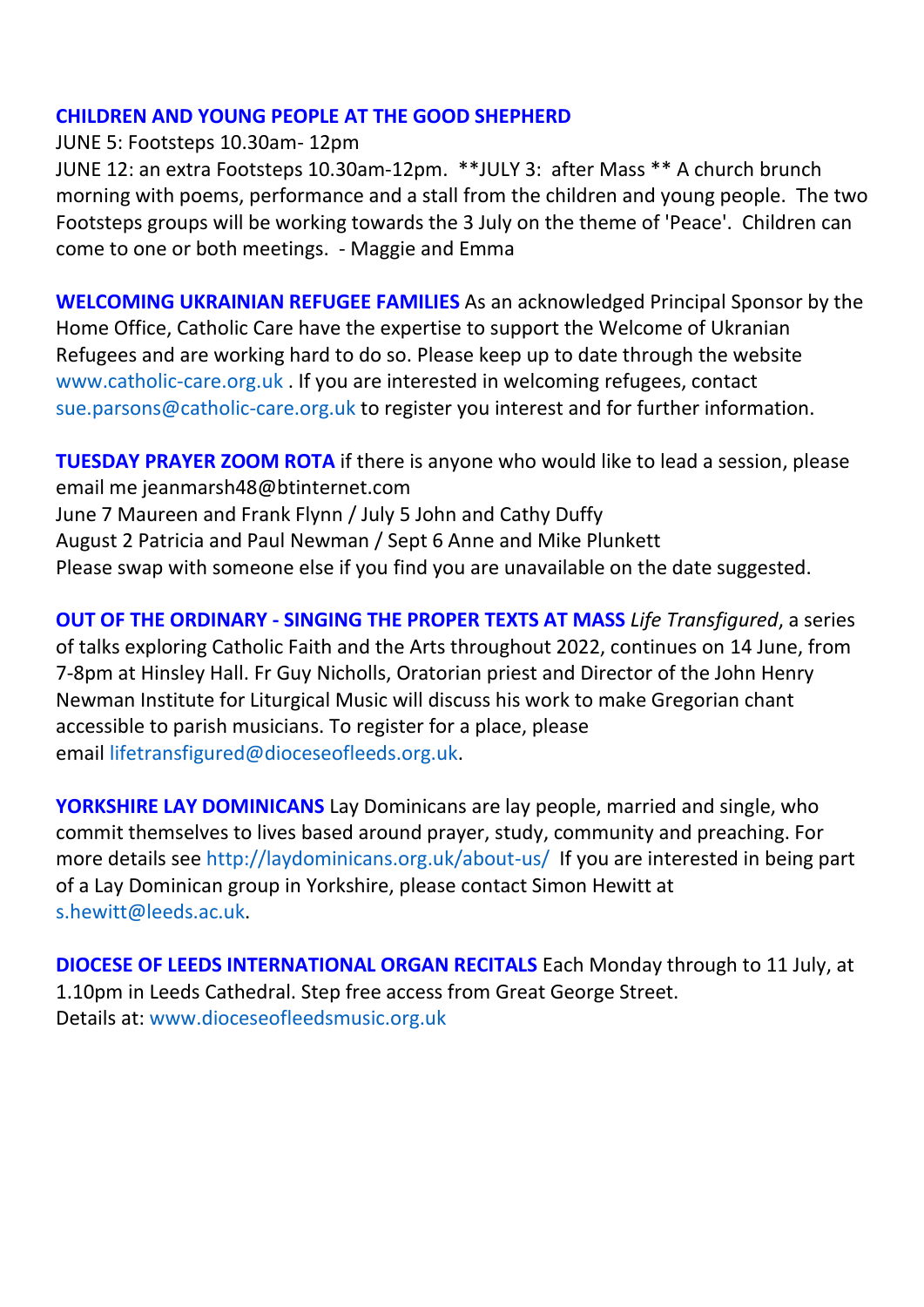**CHILDREN AND YOUNG PEOPLE AT THE GOOD SHEPHERD**
JUNE 5: Footsteps 10.30am- 12pm
JUNE 12: an extra Footsteps 10.30am-12pm. **JULY 3: after Mass ** A church brunch morning with poems, performance and a stall from the children and young people. The two Footsteps groups will be working towards the 3 July on the theme of 'Peace'. Children can come to one or both meetings. - Maggie and Emma

**WELCOMING UKRAINIAN REFUGEE FAMILIES** As an acknowledged Principal Sponsor by the Home Office, Catholic Care have the expertise to support the Welcome of Ukranian Refugees and are working hard to do so. Please keep up to date through the website www.catholic-care.org.uk . If you are interested in welcoming refugees, contact sue.parsons@catholic-care.org.uk to register you interest and for further information.

**TUESDAY PRAYER ZOOM ROTA** if there is anyone who would like to lead a session, please email me jeanmarsh48@btinternet.com
June 7 Maureen and Frank Flynn / July 5 John and Cathy Duffy
August 2 Patricia and Paul Newman / Sept 6 Anne and Mike Plunkett
Please swap with someone else if you find you are unavailable on the date suggested.

**OUT OF THE ORDINARY - SINGING THE PROPER TEXTS AT MASS** *Life Transfigured*, a series of talks exploring Catholic Faith and the Arts throughout 2022, continues on 14 June, from 7-8pm at Hinsley Hall. Fr Guy Nicholls, Oratorian priest and Director of the John Henry Newman Institute for Liturgical Music will discuss his work to make Gregorian chant accessible to parish musicians. To register for a place, please email lifetransfigured@dioceseofleeds.org.uk.

**YORKSHIRE LAY DOMINICANS** Lay Dominicans are lay people, married and single, who commit themselves to lives based around prayer, study, community and preaching. For more details see http://laydominicans.org.uk/about-us/ If you are interested in being part of a Lay Dominican group in Yorkshire, please contact Simon Hewitt at s.hewitt@leeds.ac.uk.

**DIOCESE OF LEEDS INTERNATIONAL ORGAN RECITALS** Each Monday through to 11 July, at 1.10pm in Leeds Cathedral. Step free access from Great George Street.
Details at: www.dioceseofleedsmusic.org.uk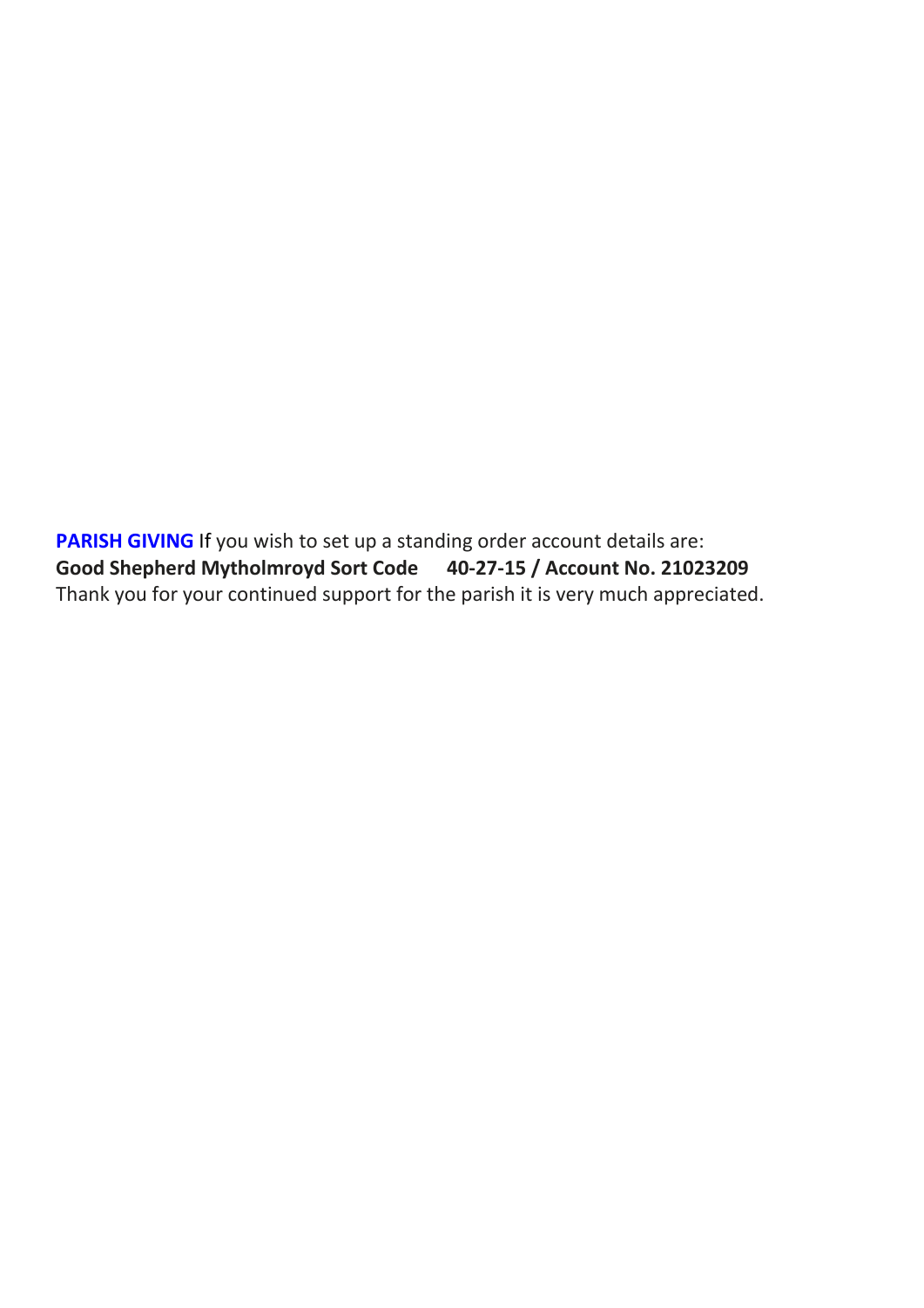**PARISH GIVING** If you wish to set up a standing order account details are:
**Good Shepherd Mytholmroyd Sort Code 40-27-15 / Account No. 21023209**
Thank you for your continued support for the parish it is very much appreciated.